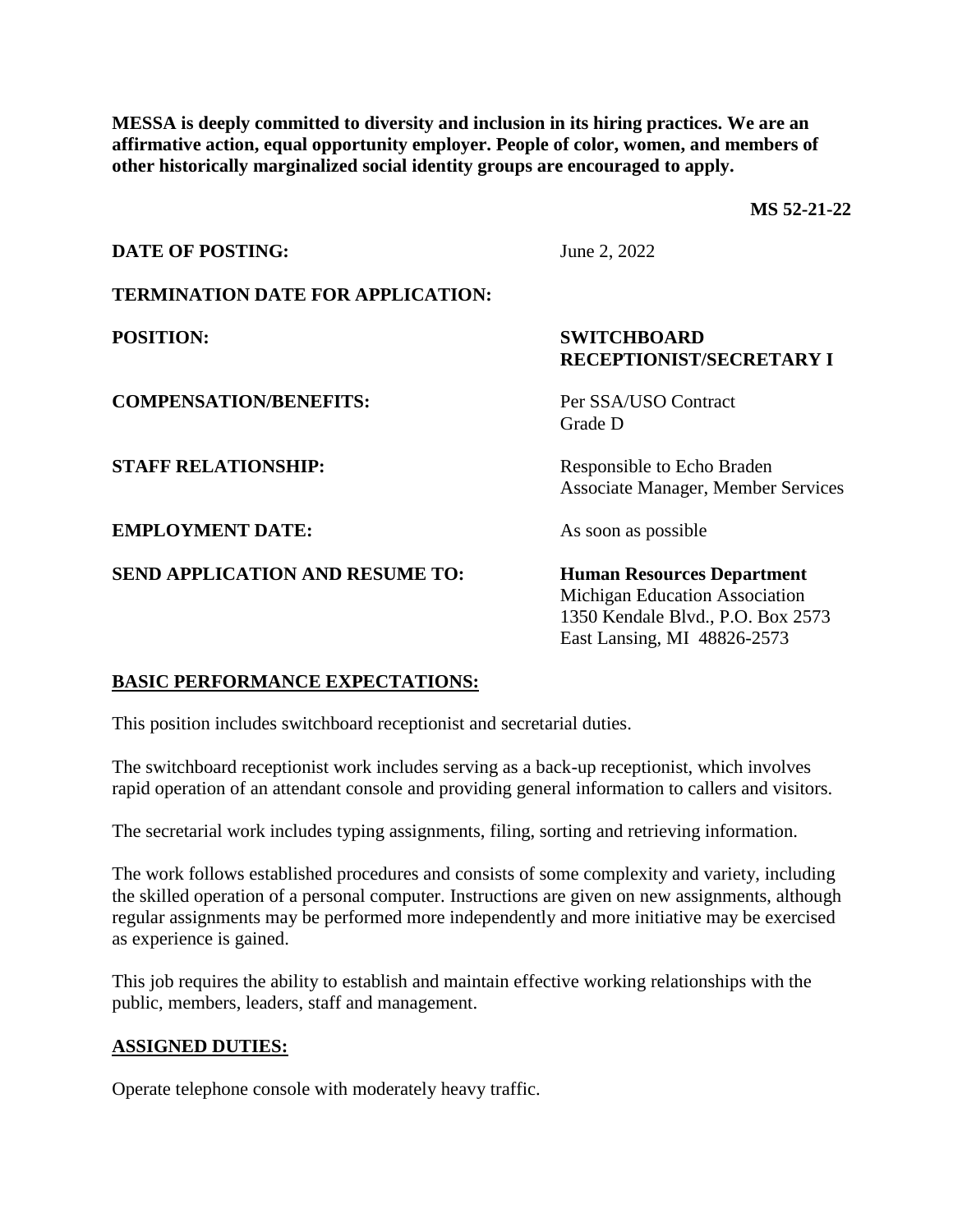**MESSA is deeply committed to diversity and inclusion in its hiring practices. We are an affirmative action, equal opportunity employer. People of color, women, and members of other historically marginalized social identity groups are encouraged to apply.**

**MS 52-21-22**

| | |
|---|---|
| **DATE OF POSTING:** | June 2, 2022 |
| **TERMINATION DATE FOR APPLICATION:** | |
| **POSITION:** | **SWITCHBOARD RECEPTIONIST/SECRETARY I** |
| **COMPENSATION/BENEFITS:** | Per SSA/USO Contract<br>Grade D |
| **STAFF RELATIONSHIP:** | Responsible to Echo Braden<br>Associate Manager, Member Services |
| **EMPLOYMENT DATE:** | As soon as possible |
| **SEND APPLICATION AND RESUME TO:** | **Human Resources Department**<br>Michigan Education Association<br>1350 Kendale Blvd., P.O. Box 2573<br>East Lansing, MI 48826-2573 |

## BASIC PERFORMANCE EXPECTATIONS:

This position includes switchboard receptionist and secretarial duties.

The switchboard receptionist work includes serving as a back-up receptionist, which involves rapid operation of an attendant console and providing general information to callers and visitors.

The secretarial work includes typing assignments, filing, sorting and retrieving information.

The work follows established procedures and consists of some complexity and variety, including the skilled operation of a personal computer. Instructions are given on new assignments, although regular assignments may be performed more independently and more initiative may be exercised as experience is gained.

This job requires the ability to establish and maintain effective working relationships with the public, members, leaders, staff and management.

## ASSIGNED DUTIES:

Operate telephone console with moderately heavy traffic.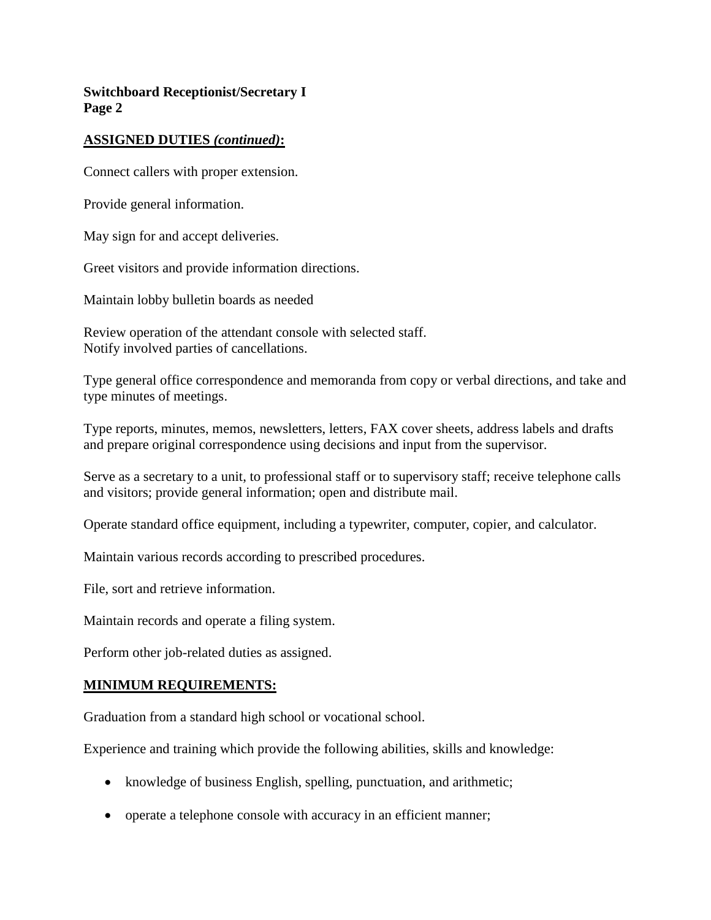**ASSIGNED DUTIES *(continued)*:**

Connect callers with proper extension.

Provide general information.

May sign for and accept deliveries.

Greet visitors and provide information directions.

Maintain lobby bulletin boards as needed

Review operation of the attendant console with selected staff.
Notify involved parties of cancellations.

Type general office correspondence and memoranda from copy or verbal directions, and take and type minutes of meetings.

Type reports, minutes, memos, newsletters, letters, FAX cover sheets, address labels and drafts and prepare original correspondence using decisions and input from the supervisor.

Serve as a secretary to a unit, to professional staff or to supervisory staff; receive telephone calls and visitors; provide general information; open and distribute mail.

Operate standard office equipment, including a typewriter, computer, copier, and calculator.

Maintain various records according to prescribed procedures.

File, sort and retrieve information.

Maintain records and operate a filing system.

Perform other job-related duties as assigned.

**MINIMUM REQUIREMENTS:**

Graduation from a standard high school or vocational school.

Experience and training which provide the following abilities, skills and knowledge:

- knowledge of business English, spelling, punctuation, and arithmetic;
- operate a telephone console with accuracy in an efficient manner;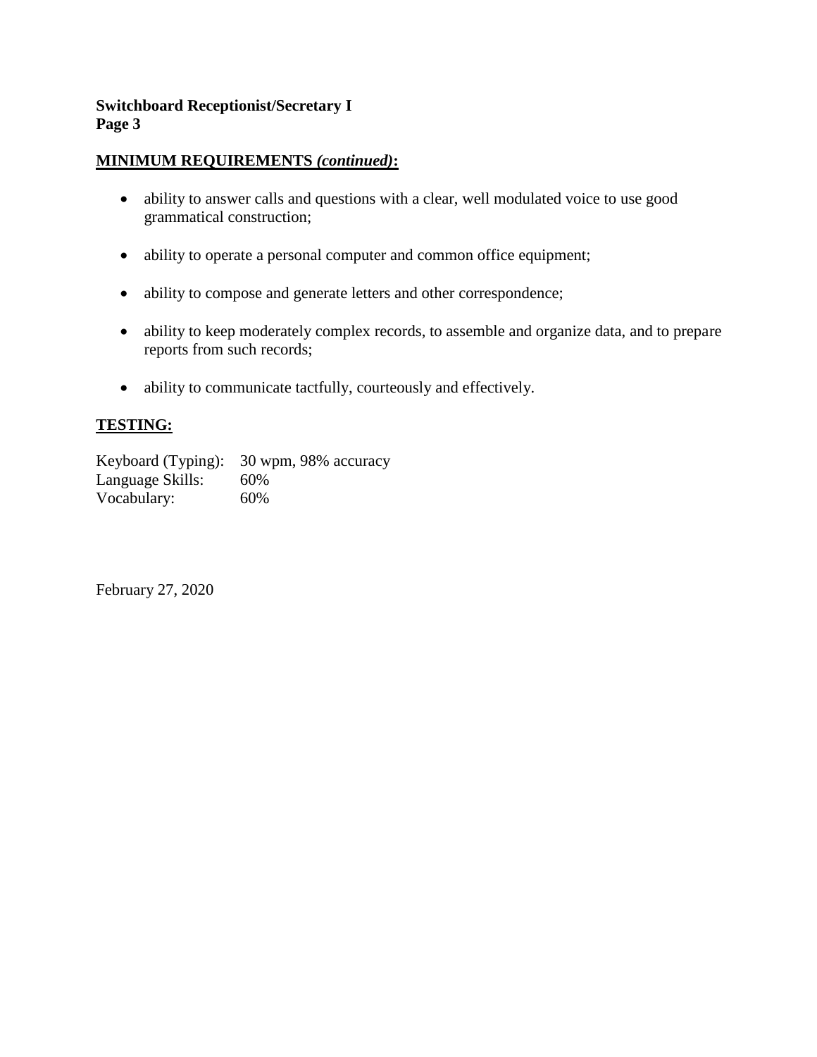**MINIMUM REQUIREMENTS *(continued)*:**

- ability to answer calls and questions with a clear, well modulated voice to use good grammatical construction;
- ability to operate a personal computer and common office equipment;
- ability to compose and generate letters and other correspondence;
- ability to keep moderately complex records, to assemble and organize data, and to prepare reports from such records;
- ability to communicate tactfully, courteously and effectively.

**TESTING:**

| | |
|---|---|
| Keyboard (Typing): | 30 wpm, 98% accuracy |
| Language Skills: | 60% |
| Vocabulary: | 60% |

February 27, 2020